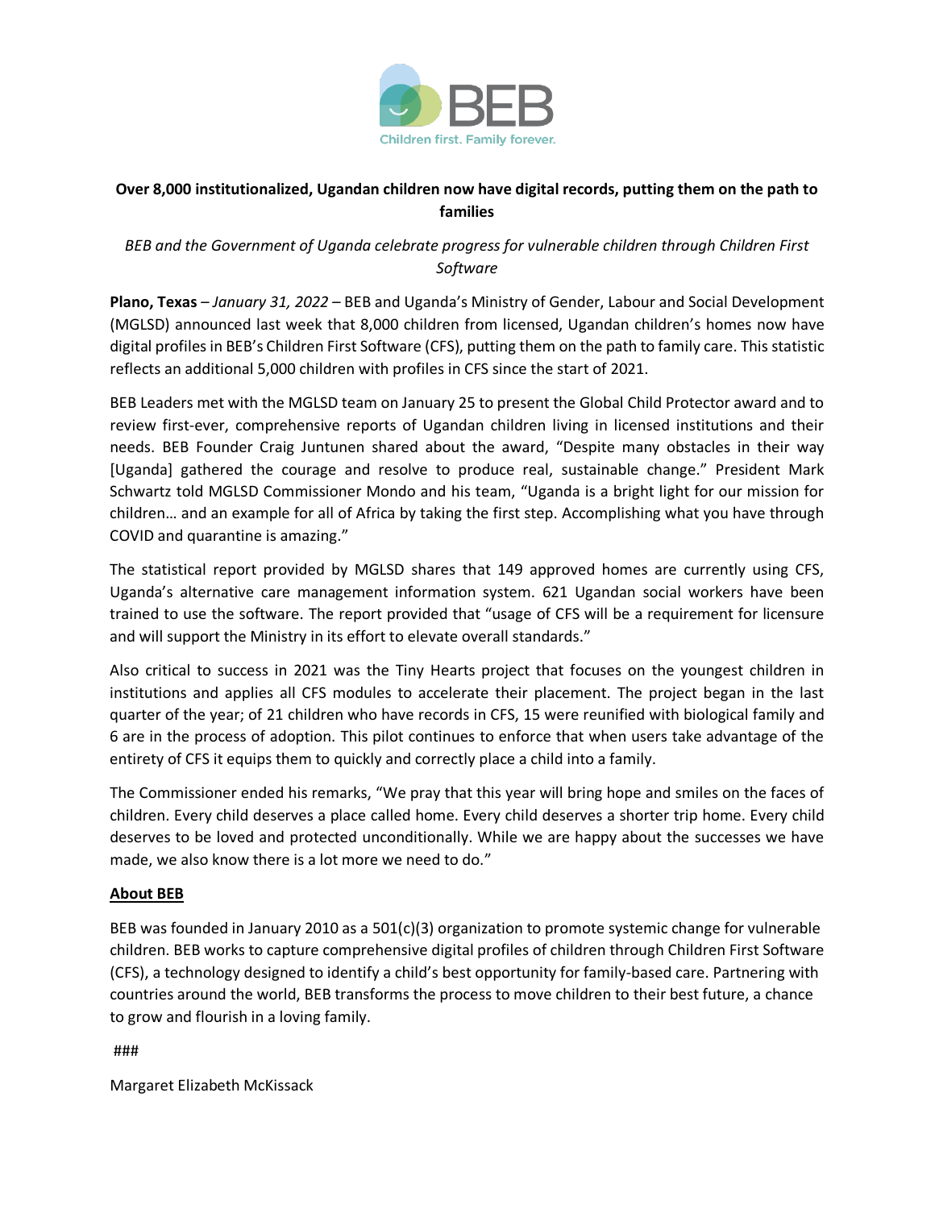BEB

Children first. Family forever.

**Over 8,000 institutionalized, Ugandan children now have digital records, putting them on the path to families**

*BEB and the Government of Uganda celebrate progress for vulnerable children through Children First Software*

**Plano, Texas** – *January 31, 2022* – BEB and Uganda's Ministry of Gender, Labour and Social Development (MGLSD) announced last week that 8,000 children from licensed, Ugandan children's homes now have digital profiles in BEB's Children First Software (CFS), putting them on the path to family care. This statistic reflects an additional 5,000 children with profiles in CFS since the start of 2021.

BEB Leaders met with the MGLSD team on January 25 to present the Global Child Protector award and to review first-ever, comprehensive reports of Ugandan children living in licensed institutions and their needs. BEB Founder Craig Juntunen shared about the award, "Despite many obstacles in their way [Uganda] gathered the courage and resolve to produce real, sustainable change." President Mark Schwartz told MGLSD Commissioner Mondo and his team, "Uganda is a bright light for our mission for children… and an example for all of Africa by taking the first step. Accomplishing what you have through COVID and quarantine is amazing."

The statistical report provided by MGLSD shares that 149 approved homes are currently using CFS, Uganda's alternative care management information system. 621 Ugandan social workers have been trained to use the software. The report provided that "usage of CFS will be a requirement for licensure and will support the Ministry in its effort to elevate overall standards."

Also critical to success in 2021 was the Tiny Hearts project that focuses on the youngest children in institutions and applies all CFS modules to accelerate their placement. The project began in the last quarter of the year; of 21 children who have records in CFS, 15 were reunified with biological family and 6 are in the process of adoption. This pilot continues to enforce that when users take advantage of the entirety of CFS it equips them to quickly and correctly place a child into a family.

The Commissioner ended his remarks, "We pray that this year will bring hope and smiles on the faces of children. Every child deserves a place called home. Every child deserves a shorter trip home. Every child deserves to be loved and protected unconditionally. While we are happy about the successes we have made, we also know there is a lot more we need to do."

**About BEB**

BEB was founded in January 2010 as a 501(c)(3) organization to promote systemic change for vulnerable children. BEB works to capture comprehensive digital profiles of children through Children First Software (CFS), a technology designed to identify a child's best opportunity for family-based care. Partnering with countries around the world, BEB transforms the process to move children to their best future, a chance to grow and flourish in a loving family.

###

Margaret Elizabeth McKissack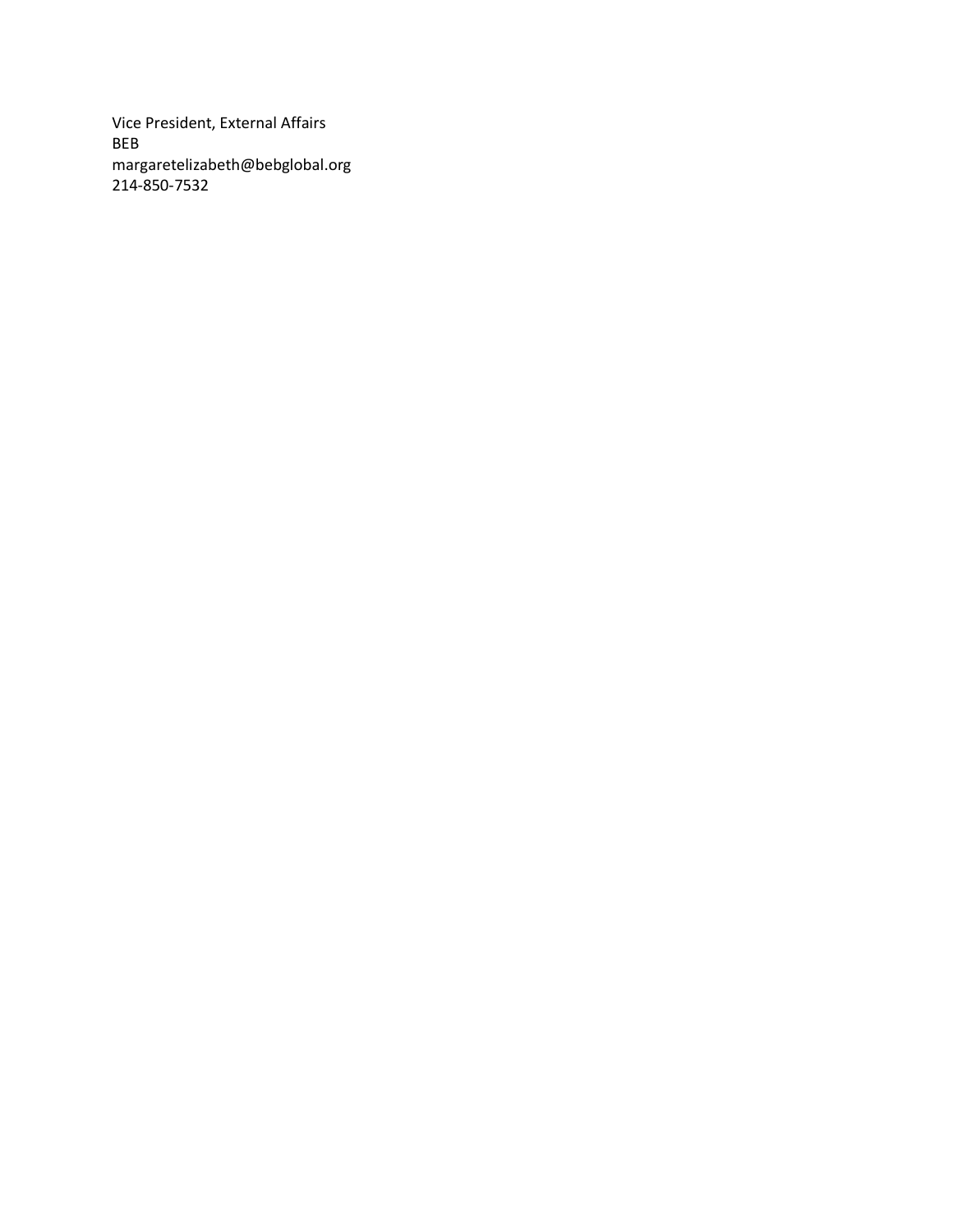Vice President, External Affairs
BEB
margaretelizabeth@bebglobal.org
214-850-7532